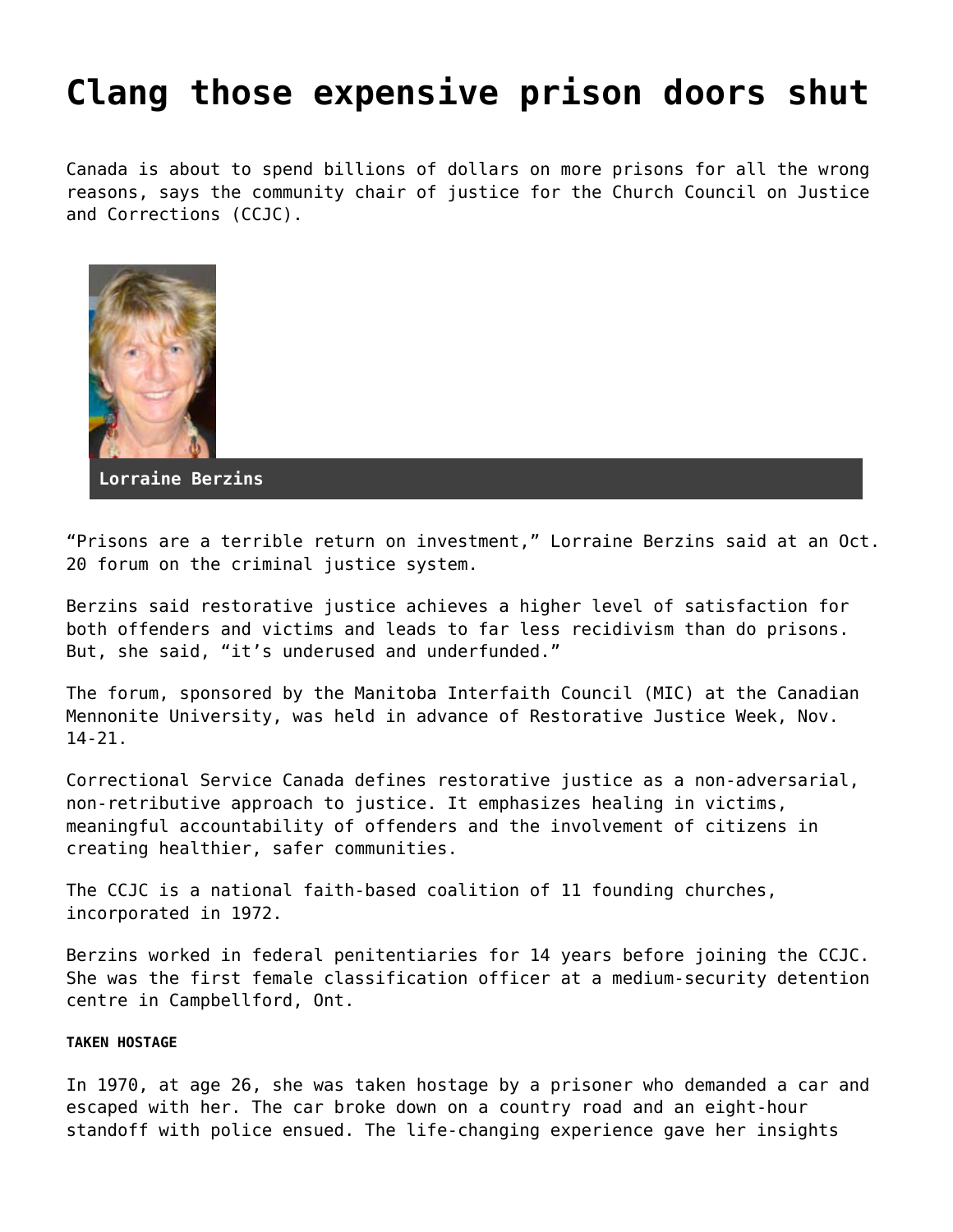# Clang those expensive prison doors shut

Canada is about to spend billions of dollars on more prisons for all the wrong reasons, says the community chair of justice for the Church Council on Justice and Corrections (CCJC).

Lorraine Berzins

"Prisons are a terrible return on investment," Lorraine Berzins said at an Oct. 20 forum on the criminal justice system.

Berzins said restorative justice achieves a higher level of satisfaction for both offenders and victims and leads to far less recidivism than do prisons. But, she said, "it's underused and underfunded."

The forum, sponsored by the Manitoba Interfaith Council (MIC) at the Canadian Mennonite University, was held in advance of Restorative Justice Week, Nov. 14-21.

Correctional Service Canada defines restorative justice as a non-adversarial, non-retributive approach to justice. It emphasizes healing in victims, meaningful accountability of offenders and the involvement of citizens in creating healthier, safer communities.

The CCJC is a national faith-based coalition of 11 founding churches, incorporated in 1972.

Berzins worked in federal penitentiaries for 14 years before joining the CCJC. She was the first female classification officer at a medium-security detention centre in Campbellford, Ont.

##### TAKEN HOSTAGE

In 1970, at age 26, she was taken hostage by a prisoner who demanded a car and escaped with her. The car broke down on a country road and an eight-hour standoff with police ensued. The life-changing experience gave her insights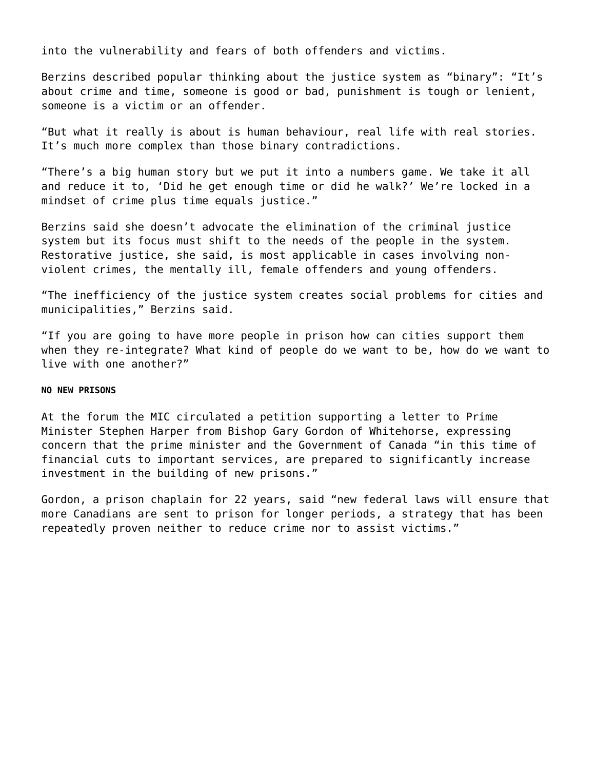into the vulnerability and fears of both offenders and victims.

Berzins described popular thinking about the justice system as “binary”: “It’s about crime and time, someone is good or bad, punishment is tough or lenient, someone is a victim or an offender.

“But what it really is about is human behaviour, real life with real stories. It’s much more complex than those binary contradictions.

“There’s a big human story but we put it into a numbers game. We take it all and reduce it to, ‘Did he get enough time or did he walk?’ We’re locked in a mindset of crime plus time equals justice.”

Berzins said she doesn’t advocate the elimination of the criminal justice system but its focus must shift to the needs of the people in the system. Restorative justice, she said, is most applicable in cases involving non-violent crimes, the mentally ill, female offenders and young offenders.

“The inefficiency of the justice system creates social problems for cities and municipalities,” Berzins said.

“If you are going to have more people in prison how can cities support them when they re-integrate? What kind of people do we want to be, how do we want to live with one another?”

**NO NEW PRISONS**

At the forum the MIC circulated a petition supporting a letter to Prime Minister Stephen Harper from Bishop Gary Gordon of Whitehorse, expressing concern that the prime minister and the Government of Canada “in this time of financial cuts to important services, are prepared to significantly increase investment in the building of new prisons.”

Gordon, a prison chaplain for 22 years, said “new federal laws will ensure that more Canadians are sent to prison for longer periods, a strategy that has been repeatedly proven neither to reduce crime nor to assist victims.”